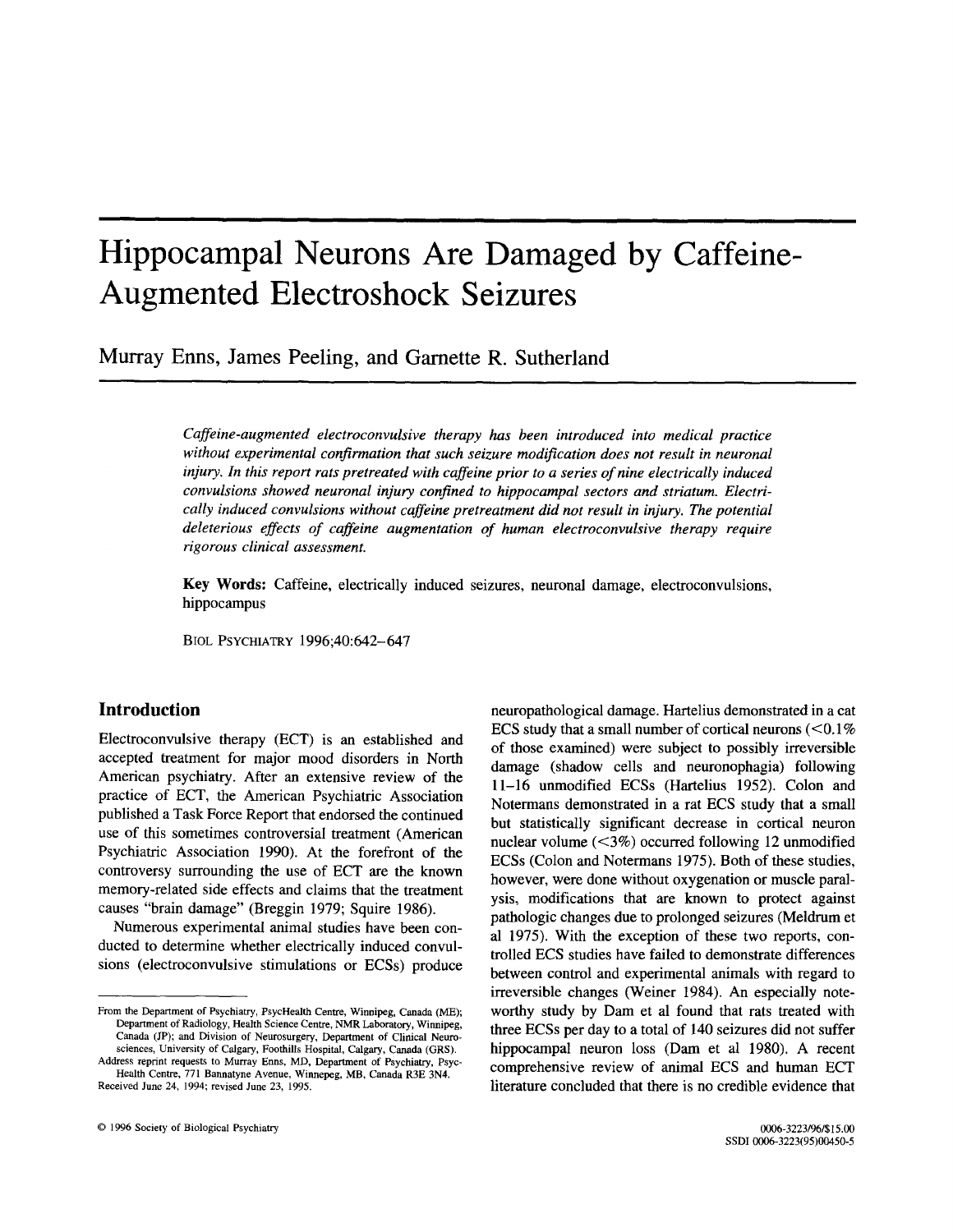# Hippocampal Neurons Are Damaged by Caffeine-Augmented Electroshock Seizures

Murray Enns, James Peeling, and Garnette R. Sutherland

*Caffeine-augmented electroconvulsive therapy has been introduced into medical practice without experimental confirmation that such seizure modification does not result in neuronal injury. In this report rats pretreated with caffeine prior to a series of nine electrically induced convulsions showed neuronal injury confined to hippocampal sectors and striatum. Electrically induced convulsions without caffeine pretreatment did not result in injury. The potential deleterious effects of caffeine augmentation of human electroconvulsive therapy require rigorous clinical assessment.*

**Key Words:** Caffeine, electrically induced seizures, neuronal damage, electroconvulsions, hippocampus

BIOL PSYCHIATRY 1996;40:642–647

## Introduction

Electroconvulsive therapy (ECT) is an established and accepted treatment for major mood disorders in North American psychiatry. After an extensive review of the practice of ECT, the American Psychiatric Association published a Task Force Report that endorsed the continued use of this sometimes controversial treatment (American Psychiatric Association 1990). At the forefront of the controversy surrounding the use of ECT are the known memory-related side effects and claims that the treatment causes "brain damage" (Breggin 1979; Squire 1986).

Numerous experimental animal studies have been conducted to determine whether electrically induced convulsions (electroconvulsive stimulations or ECSs) produce neuropathological damage. Hartelius demonstrated in a cat ECS study that a small number of cortical neurons (<0.1% of those examined) were subject to possibly irreversible damage (shadow cells and neuronophagia) following 11–16 unmodified ECSs (Hartelius 1952). Colon and Notermans demonstrated in a rat ECS study that a small but statistically significant decrease in cortical neuron nuclear volume (<3%) occurred following 12 unmodified ECSs (Colon and Notermans 1975). Both of these studies, however, were done without oxygenation or muscle paralysis, modifications that are known to protect against pathologic changes due to prolonged seizures (Meldrum et al 1975). With the exception of these two reports, controlled ECS studies have failed to demonstrate differences between control and experimental animals with regard to irreversible changes (Weiner 1984). An especially noteworthy study by Dam et al found that rats treated with three ECSs per day to a total of 140 seizures did not suffer hippocampal neuron loss (Dam et al 1980). A recent comprehensive review of animal ECS and human ECT literature concluded that there is no credible evidence that

From the Department of Psychiatry, PsycHealth Centre, Winnipeg, Canada (ME); Department of Radiology, Health Science Centre, NMR Laboratory, Winnipeg, Canada (JP); and Division of Neurosurgery, Department of Clinical Neurosciences, University of Calgary, Foothills Hospital, Calgary, Canada (GRS).

Address reprint requests to Murray Enns, MD, Department of Psychiatry, PsycHealth Centre, 771 Bannatyne Avenue, Winnipeg, MB, Canada R3E 3N4.

Received June 24, 1994; revised June 23, 1995.

© 1996 Society of Biological Psychiatry

0006-3223/96/$15.00
SSDI 0006-3223(95)00450-5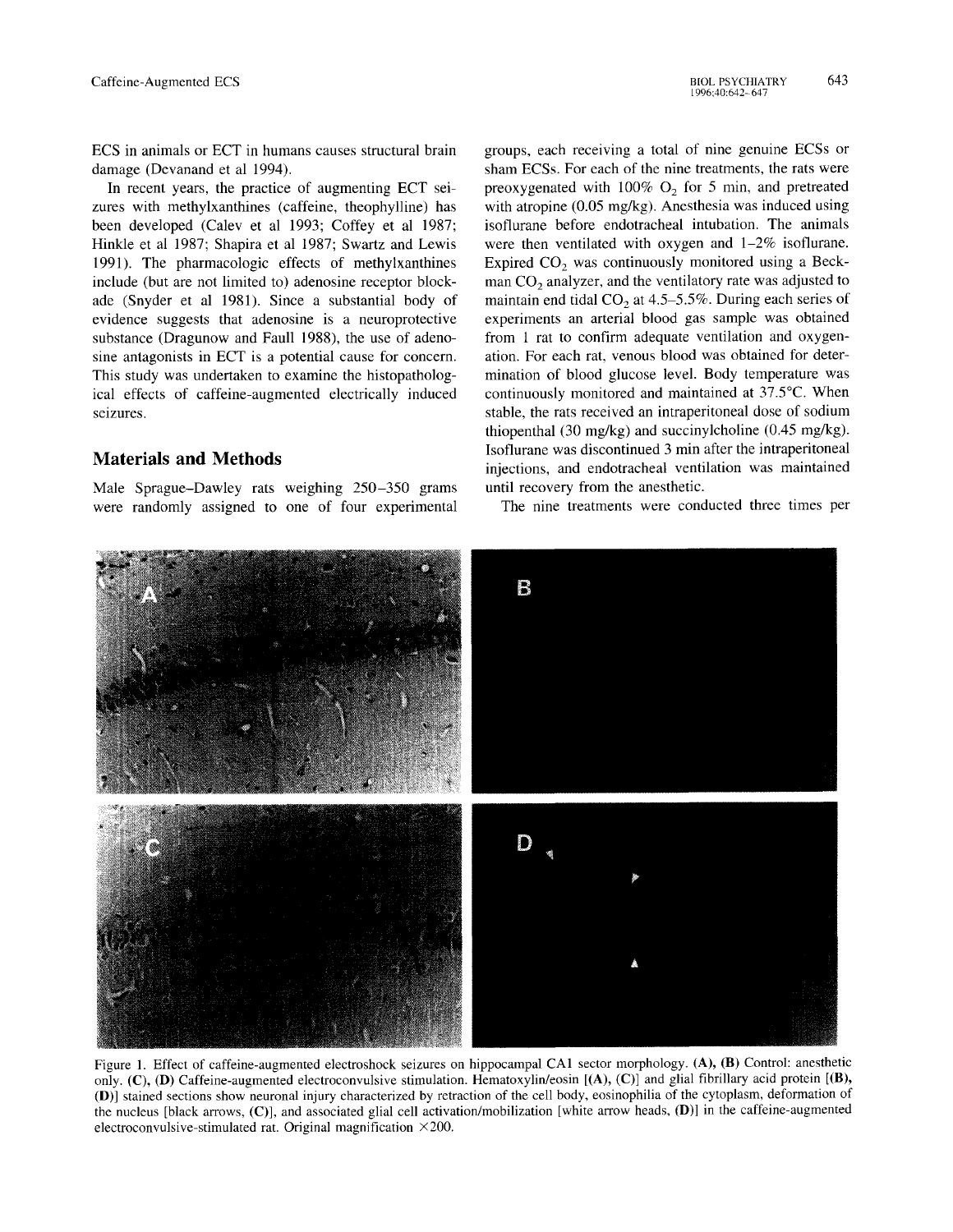ECS in animals or ECT in humans causes structural brain damage (Devanand et al 1994).

In recent years, the practice of augmenting ECT seizures with methylxanthines (caffeine, theophylline) has been developed (Calev et al 1993; Coffey et al 1987; Hinkle et al 1987; Shapira et al 1987; Swartz and Lewis 1991). The pharmacologic effects of methylxanthines include (but are not limited to) adenosine receptor blockade (Snyder et al 1981). Since a substantial body of evidence suggests that adenosine is a neuroprotective substance (Dragunow and Faull 1988), the use of adenosine antagonists in ECT is a potential cause for concern. This study was undertaken to examine the histopathological effects of caffeine-augmented electrically induced seizures.

## Materials and Methods

Male Sprague–Dawley rats weighing 250–350 grams were randomly assigned to one of four experimental groups, each receiving a total of nine genuine ECSs or sham ECSs. For each of the nine treatments, the rats were preoxygenated with 100% $O_2$ for 5 min, and pretreated with atropine (0.05 mg/kg). Anesthesia was induced using isoflurane before endotracheal intubation. The animals were then ventilated with oxygen and 1–2% isoflurane. Expired $CO_2$ was continuously monitored using a Beckman $CO_2$ analyzer, and the ventilatory rate was adjusted to maintain end tidal $CO_2$ at 4.5–5.5%. During each series of experiments an arterial blood gas sample was obtained from 1 rat to confirm adequate ventilation and oxygenation. For each rat, venous blood was obtained for determination of blood glucose level. Body temperature was continuously monitored and maintained at 37.5°C. When stable, the rats received an intraperitoneal dose of sodium thiopenthal (30 mg/kg) and succinylcholine (0.45 mg/kg). Isoflurane was discontinued 3 min after the intraperitoneal injections, and endotracheal ventilation was maintained until recovery from the anesthetic.

The nine treatments were conducted three times per

Figure 1. Effect of caffeine-augmented electroshock seizures on hippocampal CA1 sector morphology. **(A)**, **(B)** Control: anesthetic only. **(C)**, **(D)** Caffeine-augmented electroconvulsive stimulation. Hematoxylin/eosin [**(A)**, **(C)**] and glial fibrillary acid protein [**(B)**, **(D)**] stained sections show neuronal injury characterized by retraction of the cell body, eosinophilia of the cytoplasm, deformation of the nucleus [black arrows, **(C)**], and associated glial cell activation/mobilization [white arrow heads, **(D)**] in the caffeine-augmented electroconvulsive-stimulated rat. Original magnification ×200.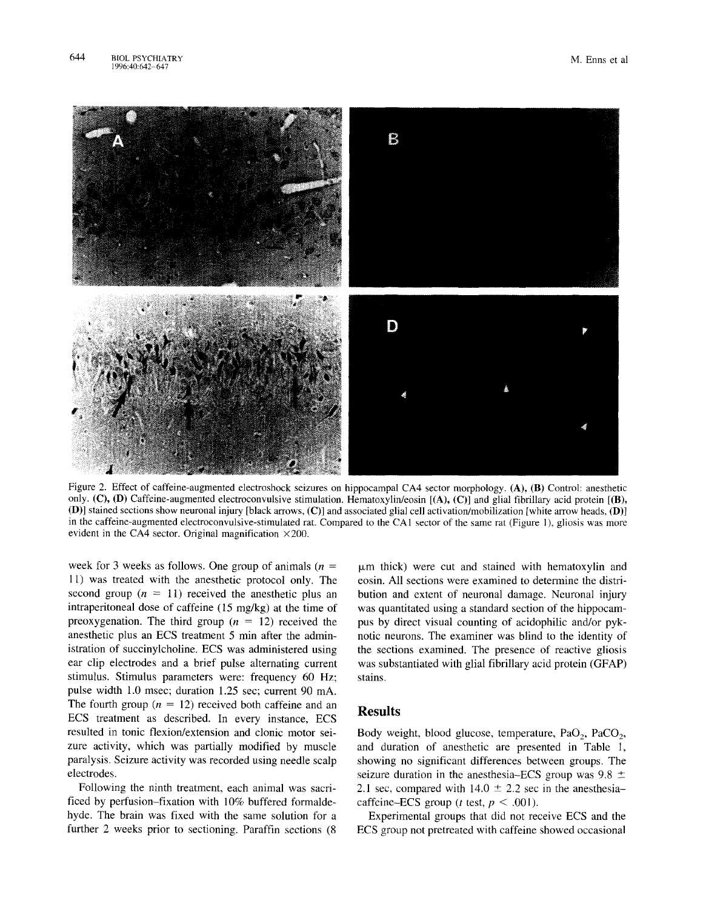Figure 2. Effect of caffeine-augmented electroshock seizures on hippocampal CA4 sector morphology. **(A)**, **(B)** Control: anesthetic only. **(C)**, **(D)** Caffeine-augmented electroconvulsive stimulation. Hematoxylin/eosin [**(A)**, **(C)**] and glial fibrillary acid protein [**(B)**, **(D)**] stained sections show neuronal injury [black arrows, **(C)**] and associated glial cell activation/mobilization [white arrow heads, **(D)**] in the caffeine-augmented electroconvulsive-stimulated rat. Compared to the CA1 sector of the same rat (Figure 1), gliosis was more evident in the CA4 sector. Original magnification ×200.

week for 3 weeks as follows. One group of animals ($n$ = 11) was treated with the anesthetic protocol only. The second group ($n$ = 11) received the anesthetic plus an intraperitoneal dose of caffeine (15 mg/kg) at the time of preoxygenation. The third group ($n$ = 12) received the anesthetic plus an ECS treatment 5 min after the administration of succinylcholine. ECS was administered using ear clip electrodes and a brief pulse alternating current stimulus. Stimulus parameters were: frequency 60 Hz; pulse width 1.0 msec; duration 1.25 sec; current 90 mA. The fourth group ($n$ = 12) received both caffeine and an ECS treatment as described. In every instance, ECS resulted in tonic flexion/extension and clonic motor seizure activity, which was partially modified by muscle paralysis. Seizure activity was recorded using needle scalp electrodes.

Following the ninth treatment, each animal was sacrificed by perfusion–fixation with 10% buffered formaldehyde. The brain was fixed with the same solution for a further 2 weeks prior to sectioning. Paraffin sections (8 μm thick) were cut and stained with hematoxylin and eosin. All sections were examined to determine the distribution and extent of neuronal damage. Neuronal injury was quantitated using a standard section of the hippocampus by direct visual counting of acidophilic and/or pyknotic neurons. The examiner was blind to the identity of the sections examined. The presence of reactive gliosis was substantiated with glial fibrillary acid protein (GFAP) stains.

## Results

Body weight, blood glucose, temperature, $PaO_2$, $PaCO_2$, and duration of anesthetic are presented in Table 1, showing no significant differences between groups. The seizure duration in the anesthesia–ECS group was 9.8 ± 2.1 sec, compared with 14.0 ± 2.2 sec in the anesthesia–caffeine–ECS group ($t$ test, $p < .001$).

Experimental groups that did not receive ECS and the ECS group not pretreated with caffeine showed occasional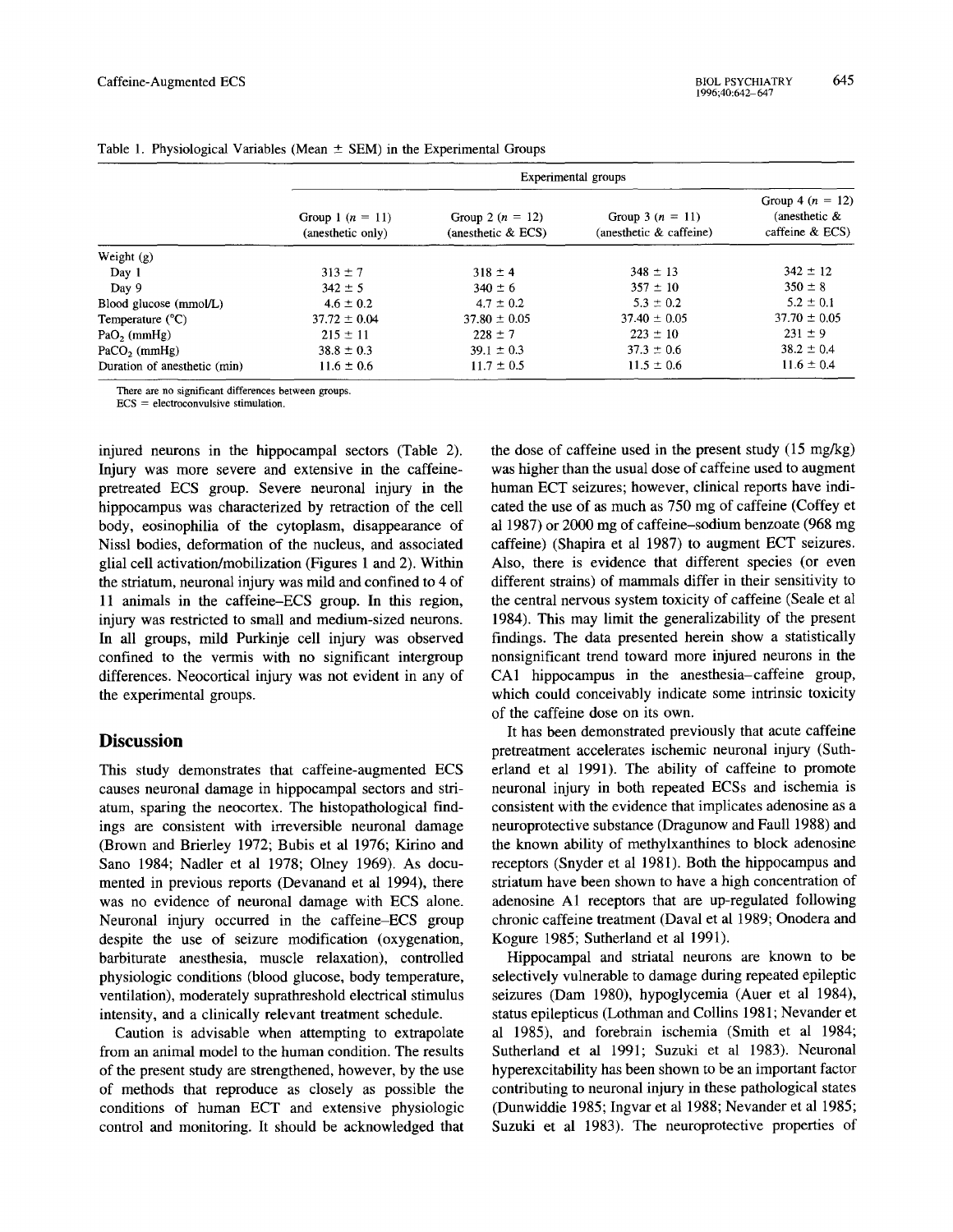Table 1. Physiological Variables (Mean ± SEM) in the Experimental Groups

| | Experimental groups | | | |
|---|---|---|---|---|
| | Group 1 ($n$ = 11) (anesthetic only) | Group 2 ($n$ = 12) (anesthetic & ECS) | Group 3 ($n$ = 11) (anesthetic & caffeine) | Group 4 ($n$ = 12) (anesthetic & caffeine & ECS) |
| Weight (g) | | | | |
| Day 1 | 313 ± 7 | 318 ± 4 | 348 ± 13 | 342 ± 12 |
| Day 9 | 342 ± 5 | 340 ± 6 | 357 ± 10 | 350 ± 8 |
| Blood glucose (mmol/L) | 4.6 ± 0.2 | 4.7 ± 0.2 | 5.3 ± 0.2 | 5.2 ± 0.1 |
| Temperature (°C) | 37.72 ± 0.04 | 37.80 ± 0.05 | 37.40 ± 0.05 | 37.70 ± 0.05 |
| $PaO_2$ (mmHg) | 215 ± 11 | 228 ± 7 | 223 ± 10 | 231 ± 9 |
| $PaCO_2$ (mmHg) | 38.8 ± 0.3 | 39.1 ± 0.3 | 37.3 ± 0.6 | 38.2 ± 0.4 |
| Duration of anesthetic (min) | 11.6 ± 0.6 | 11.7 ± 0.5 | 11.5 ± 0.6 | 11.6 ± 0.4 |

There are no significant differences between groups.
ECS = electroconvulsive stimulation.

injured neurons in the hippocampal sectors (Table 2). Injury was more severe and extensive in the caffeine-pretreated ECS group. Severe neuronal injury in the hippocampus was characterized by retraction of the cell body, eosinophilia of the cytoplasm, disappearance of Nissl bodies, deformation of the nucleus, and associated glial cell activation/mobilization (Figures 1 and 2). Within the striatum, neuronal injury was mild and confined to 4 of 11 animals in the caffeine–ECS group. In this region, injury was restricted to small and medium-sized neurons. In all groups, mild Purkinje cell injury was observed confined to the vermis with no significant intergroup differences. Neocortical injury was not evident in any of the experimental groups.

## Discussion

This study demonstrates that caffeine-augmented ECS causes neuronal damage in hippocampal sectors and striatum, sparing the neocortex. The histopathological findings are consistent with irreversible neuronal damage (Brown and Brierley 1972; Bubis et al 1976; Kirino and Sano 1984; Nadler et al 1978; Olney 1969). As documented in previous reports (Devanand et al 1994), there was no evidence of neuronal damage with ECS alone. Neuronal injury occurred in the caffeine–ECS group despite the use of seizure modification (oxygenation, barbiturate anesthesia, muscle relaxation), controlled physiologic conditions (blood glucose, body temperature, ventilation), moderately suprathreshold electrical stimulus intensity, and a clinically relevant treatment schedule.

Caution is advisable when attempting to extrapolate from an animal model to the human condition. The results of the present study are strengthened, however, by the use of methods that reproduce as closely as possible the conditions of human ECT and extensive physiologic control and monitoring. It should be acknowledged that the dose of caffeine used in the present study (15 mg/kg) was higher than the usual dose of caffeine used to augment human ECT seizures; however, clinical reports have indicated the use of as much as 750 mg of caffeine (Coffey et al 1987) or 2000 mg of caffeine–sodium benzoate (968 mg caffeine) (Shapira et al 1987) to augment ECT seizures. Also, there is evidence that different species (or even different strains) of mammals differ in their sensitivity to the central nervous system toxicity of caffeine (Seale et al 1984). This may limit the generalizability of the present findings. The data presented herein show a statistically nonsignificant trend toward more injured neurons in the CA1 hippocampus in the anesthesia–caffeine group, which could conceivably indicate some intrinsic toxicity of the caffeine dose on its own.

It has been demonstrated previously that acute caffeine pretreatment accelerates ischemic neuronal injury (Sutherland et al 1991). The ability of caffeine to promote neuronal injury in both repeated ECSs and ischemia is consistent with the evidence that implicates adenosine as a neuroprotective substance (Dragunow and Faull 1988) and the known ability of methylxanthines to block adenosine receptors (Snyder et al 1981). Both the hippocampus and striatum have been shown to have a high concentration of adenosine A1 receptors that are up-regulated following chronic caffeine treatment (Daval et al 1989; Onodera and Kogure 1985; Sutherland et al 1991).

Hippocampal and striatal neurons are known to be selectively vulnerable to damage during repeated epileptic seizures (Dam 1980), hypoglycemia (Auer et al 1984), status epilepticus (Lothman and Collins 1981; Nevander et al 1985), and forebrain ischemia (Smith et al 1984; Sutherland et al 1991; Suzuki et al 1983). Neuronal hyperexcitability has been shown to be an important factor contributing to neuronal injury in these pathological states (Dunwiddie 1985; Ingvar et al 1988; Nevander et al 1985; Suzuki et al 1983). The neuroprotective properties of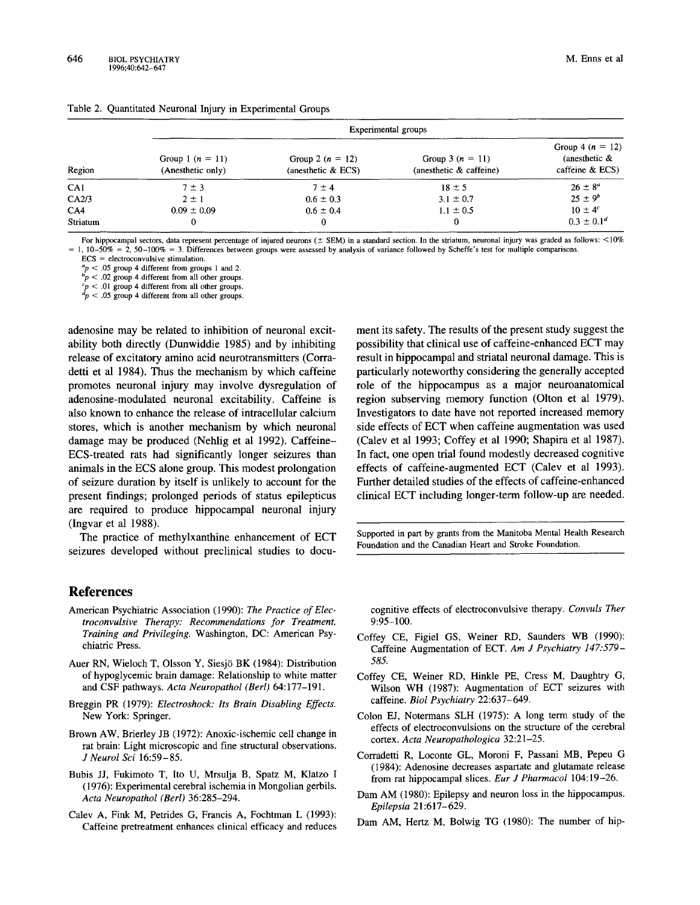Table 2. Quantitated Neuronal Injury in Experimental Groups

| Region | Experimental groups | | | |
|---|---|---|---|---|
| | Group 1 ($n = 11$) (Anesthetic only) | Group 2 ($n = 12$) (anesthetic & ECS) | Group 3 ($n = 11$) (anesthetic & caffeine) | Group 4 ($n = 12$) (anesthetic & caffeine & ECS) |
| CA1 | 7 ± 3 | 7 ± 4 | 18 ± 5 | 26 ± 8[a] |
| CA2/3 | 2 ± 1 | 0.6 ± 0.3 | 3.1 ± 0.7 | 25 ± 9[b] |
| CA4 | 0.09 ± 0.09 | 0.6 ± 0.4 | 1.1 ± 0.5 | 10 ± 4[c] |
| Striatum | 0 | 0 | 0 | 0.3 ± 0.1[d] |

For hippocampal sectors, data represent percentage of injured neurons (± SEM) in a standard section. In the striatum, neuronal injury was graded as follows: <10% = 1, 10–50% = 2, 50–100% = 3. Differences between groups were assessed by analysis of variance followed by Scheffe's test for multiple comparisons.

ECS = electroconvulsive stimulation.

[a] $p < .05$ group 4 different from groups 1 and 2.

[b] $p < .02$ group 4 different from all other groups.

[c] $p < .01$ group 4 different from all other groups.

[d] $p < .05$ group 4 different from all other groups.

adenosine may be related to inhibition of neuronal excitability both directly (Dunwiddie 1985) and by inhibiting release of excitatory amino acid neurotransmitters (Corradetti et al 1984). Thus the mechanism by which caffeine promotes neuronal injury may involve dysregulation of adenosine-modulated neuronal excitability. Caffeine is also known to enhance the release of intracellular calcium stores, which is another mechanism by which neuronal damage may be produced (Nehlig et al 1992). Caffeine–ECS-treated rats had significantly longer seizures than animals in the ECS alone group. This modest prolongation of seizure duration by itself is unlikely to account for the present findings; prolonged periods of status epilepticus are required to produce hippocampal neuronal injury (Ingvar et al 1988).

The practice of methylxanthine enhancement of ECT seizures developed without preclinical studies to document its safety. The results of the present study suggest the possibility that clinical use of caffeine-enhanced ECT may result in hippocampal and striatal neuronal damage. This is particularly noteworthy considering the generally accepted role of the hippocampus as a major neuroanatomical region subserving memory function (Olton et al 1979). Investigators to date have not reported increased memory side effects of ECT when caffeine augmentation was used (Calev et al 1993; Coffey et al 1990; Shapira et al 1987). In fact, one open trial found modestly decreased cognitive effects of caffeine-augmented ECT (Calev et al 1993). Further detailed studies of the effects of caffeine-enhanced clinical ECT including longer-term follow-up are needed.

Supported in part by grants from the Manitoba Mental Health Research Foundation and the Canadian Heart and Stroke Foundation.

## References

American Psychiatric Association (1990): *The Practice of Electroconvulsive Therapy: Recommendations for Treatment, Training and Privileging.* Washington, DC: American Psychiatric Press.

Auer RN, Wieloch T, Olsson Y, Siesjö BK (1984): Distribution of hypoglycemic brain damage: Relationship to white matter and CSF pathways. *Acta Neuropathol (Berl)* 64:177–191.

Breggin PR (1979): *Electroshock: Its Brain Disabling Effects.* New York: Springer.

Brown AW, Brierley JB (1972): Anoxic-ischemic cell change in rat brain: Light microscopic and fine structural observations. *J Neurol Sci* 16:59–85.

Bubis JJ, Fukimoto T, Ito U, Mrsulja B, Spatz M, Klatzo I (1976): Experimental cerebral ischemia in Mongolian gerbils. *Acta Neuropathol (Berl)* 36:285–294.

Calev A, Fink M, Petrides G, Francis A, Fochtman L (1993): Caffeine pretreatment enhances clinical efficacy and reduces cognitive effects of electroconvulsive therapy. *Convuls Ther* 9:95–100.

Coffey CE, Figiel GS, Weiner RD, Saunders WB (1990): Caffeine Augmentation of ECT. *Am J Psychiatry 147:579–585.*

Coffey CE, Weiner RD, Hinkle PE, Cress M, Daughtry G, Wilson WH (1987): Augmentation of ECT seizures with caffeine. *Biol Psychiatry* 22:637–649.

Colon EJ, Notermans SLH (1975): A long term study of the effects of electroconvulsions on the structure of the cerebral cortex. *Acta Neuropathologica* 32:21–25.

Corradetti R, Loconte GL, Moroni F, Passani MB, Pepeu G (1984): Adenosine decreases aspartate and glutamate release from rat hippocampal slices. *Eur J Pharmacol* 104:19–26.

Dam AM (1980): Epilepsy and neuron loss in the hippocampus. *Epilepsia* 21:617–629.

Dam AM, Hertz M, Bolwig TG (1980): The number of hip-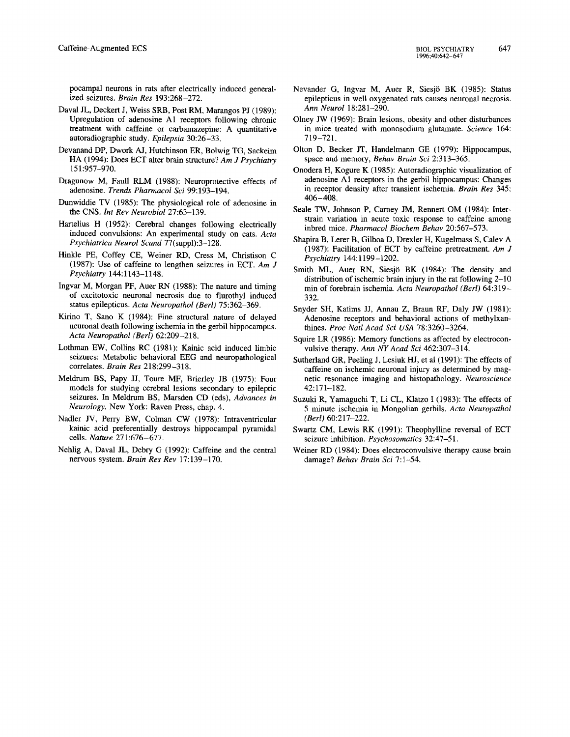pocampal neurons in rats after electrically induced generalized seizures. *Brain Res* 193:268–272.

Daval JL, Deckert J, Weiss SRB, Post RM, Marangos PJ (1989): Upregulation of adenosine A1 receptors following chronic treatment with caffeine or carbamazepine: A quantitative autoradiographic study. *Epilepsia* 30:26–33.

Devanand DP, Dwork AJ, Hutchinson ER, Bolwig TG, Sackeim HA (1994): Does ECT alter brain structure? *Am J Psychiatry* 151:957–970.

Dragunow M, Faull RLM (1988): Neuroprotective effects of adenosine. *Trends Pharmacol Sci* 99:193–194.

Dunwiddie TV (1985): The physiological role of adenosine in the CNS. *Int Rev Neurobiol* 27:63–139.

Hartelius H (1952): Cerebral changes following electrically induced convulsions: An experimental study on cats. *Acta Psychiatrica Neurol Scand* 77(suppl):3–128.

Hinkle PE, Coffey CE, Weiner RD, Cress M, Christison C (1987): Use of caffeine to lengthen seizures in ECT. *Am J Psychiatry* 144:1143–1148.

Ingvar M, Morgan PF, Auer RN (1988): The nature and timing of excitotoxic neuronal necrosis due to flurothyl induced status epilepticus. *Acta Neuropathol (Berl)* 75:362–369.

Kirino T, Sano K (1984): Fine structural nature of delayed neuronal death following ischemia in the gerbil hippocampus. *Acta Neuropathol (Berl)* 62:209–218.

Lothman EW, Collins RC (1981): Kainic acid induced limbic seizures: Metabolic behavioral EEG and neuropathological correlates. *Brain Res* 218:299–318.

Meldrum BS, Papy JJ, Toure MF, Brierley JB (1975): Four models for studying cerebral lesions secondary to epileptic seizures. In Meldrum BS, Marsden CD (eds), *Advances in Neurology*. New York: Raven Press, chap. 4.

Nadler JV, Perry BW, Colman CW (1978): Intraventricular kainic acid preferentially destroys hippocampal pyramidal cells. *Nature* 271:676–677.

Nehlig A, Daval JL, Debry G (1992): Caffeine and the central nervous system. *Brain Res Rev* 17:139–170.

Nevander G, Ingvar M, Auer R, Siesjö BK (1985): Status epilepticus in well oxygenated rats causes neuronal necrosis. *Ann Neurol* 18:281–290.

Olney JW (1969): Brain lesions, obesity and other disturbances in mice treated with monosodium glutamate. *Science* 164: 719–721.

Olton D, Becker JT, Handelmann GE (1979): Hippocampus, space and memory, *Behav Brain Sci* 2:313–365.

Onodera H, Kogure K (1985): Autoradiographic visualization of adenosine A1 receptors in the gerbil hippocampus: Changes in receptor density after transient ischemia. *Brain Res* 345: 406–408.

Seale TW, Johnson P, Carney JM, Rennert OM (1984): Interstrain variation in acute toxic response to caffeine among inbred mice. *Pharmacol Biochem Behav* 20:567–573.

Shapira B, Lerer B, Gilboa D, Drexler H, Kugelmass S, Calev A (1987): Facilitation of ECT by caffeine pretreatment. *Am J Psychiatry* 144:1199–1202.

Smith ML, Auer RN, Siesjö BK (1984): The density and distribution of ischemic brain injury in the rat following 2–10 min of forebrain ischemia. *Acta Neuropathol (Berl)* 64:319–332.

Snyder SH, Katims JJ, Annau Z, Braun RF, Daly JW (1981): Adenosine receptors and behavioral actions of methylxanthines. *Proc Natl Acad Sci USA* 78:3260–3264.

Squire LR (1986): Memory functions as affected by electroconvulsive therapy. *Ann NY Acad Sci* 462:307–314.

Sutherland GR, Peeling J, Lesiuk HJ, et al (1991): The effects of caffeine on ischemic neuronal injury as determined by magnetic resonance imaging and histopathology. *Neuroscience* 42:171–182.

Suzuki R, Yamaguchi T, Li CL, Klatzo I (1983): The effects of 5 minute ischemia in Mongolian gerbils. *Acta Neuropathol (Berl)* 60:217–222.

Swartz CM, Lewis RK (1991): Theophylline reversal of ECT seizure inhibition. *Psychosomatics* 32:47–51.

Weiner RD (1984): Does electroconvulsive therapy cause brain damage? *Behav Brain Sci* 7:1–54.